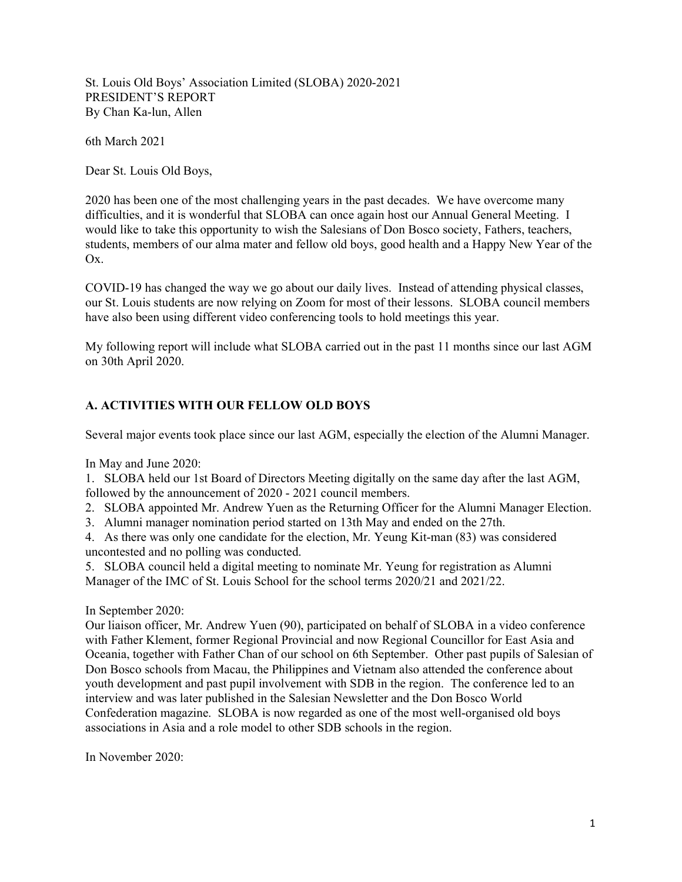St. Louis Old Boys' Association Limited (SLOBA) 2020-2021
PRESIDENT'S REPORT
By Chan Ka-lun, Allen

6th March 2021

Dear St. Louis Old Boys,

2020 has been one of the most challenging years in the past decades. We have overcome many difficulties, and it is wonderful that SLOBA can once again host our Annual General Meeting. I would like to take this opportunity to wish the Salesians of Don Bosco society, Fathers, teachers, students, members of our alma mater and fellow old boys, good health and a Happy New Year of the Ox.

COVID-19 has changed the way we go about our daily lives. Instead of attending physical classes, our St. Louis students are now relying on Zoom for most of their lessons. SLOBA council members have also been using different video conferencing tools to hold meetings this year.

My following report will include what SLOBA carried out in the past 11 months since our last AGM on 30th April 2020.

## A. ACTIVITIES WITH OUR FELLOW OLD BOYS

Several major events took place since our last AGM, especially the election of the Alumni Manager.

In May and June 2020:

1. SLOBA held our 1st Board of Directors Meeting digitally on the same day after the last AGM, followed by the announcement of 2020 - 2021 council members.
2. SLOBA appointed Mr. Andrew Yuen as the Returning Officer for the Alumni Manager Election.
3. Alumni manager nomination period started on 13th May and ended on the 27th.
4. As there was only one candidate for the election, Mr. Yeung Kit-man (83) was considered uncontested and no polling was conducted.
5. SLOBA council held a digital meeting to nominate Mr. Yeung for registration as Alumni Manager of the IMC of St. Louis School for the school terms 2020/21 and 2021/22.

In September 2020:
Our liaison officer, Mr. Andrew Yuen (90), participated on behalf of SLOBA in a video conference with Father Klement, former Regional Provincial and now Regional Councillor for East Asia and Oceania, together with Father Chan of our school on 6th September. Other past pupils of Salesian of Don Bosco schools from Macau, the Philippines and Vietnam also attended the conference about youth development and past pupil involvement with SDB in the region. The conference led to an interview and was later published in the Salesian Newsletter and the Don Bosco World Confederation magazine. SLOBA is now regarded as one of the most well-organised old boys associations in Asia and a role model to other SDB schools in the region.

In November 2020: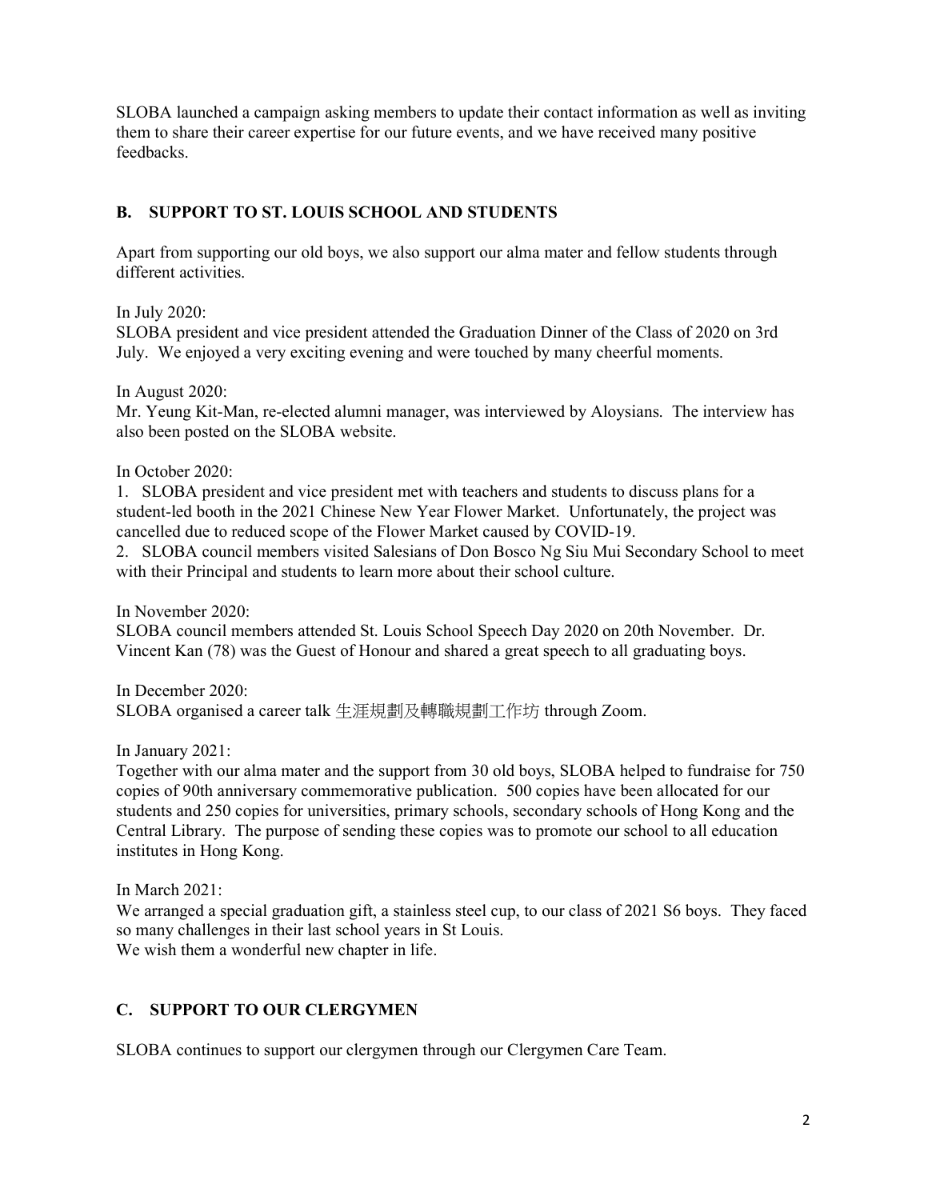SLOBA launched a campaign asking members to update their contact information as well as inviting them to share their career expertise for our future events, and we have received many positive feedbacks.

## B. SUPPORT TO ST. LOUIS SCHOOL AND STUDENTS

Apart from supporting our old boys, we also support our alma mater and fellow students through different activities.

In July 2020:
SLOBA president and vice president attended the Graduation Dinner of the Class of 2020 on 3rd July. We enjoyed a very exciting evening and were touched by many cheerful moments.

In August 2020:
Mr. Yeung Kit-Man, re-elected alumni manager, was interviewed by Aloysians. The interview has also been posted on the SLOBA website.

In October 2020:
1. SLOBA president and vice president met with teachers and students to discuss plans for a student-led booth in the 2021 Chinese New Year Flower Market. Unfortunately, the project was cancelled due to reduced scope of the Flower Market caused by COVID-19.
2. SLOBA council members visited Salesians of Don Bosco Ng Siu Mui Secondary School to meet with their Principal and students to learn more about their school culture.

In November 2020:
SLOBA council members attended St. Louis School Speech Day 2020 on 20th November. Dr. Vincent Kan (78) was the Guest of Honour and shared a great speech to all graduating boys.

In December 2020:
SLOBA organised a career talk 生涯規劃及轉職規劃工作坊 through Zoom.

In January 2021:
Together with our alma mater and the support from 30 old boys, SLOBA helped to fundraise for 750 copies of 90th anniversary commemorative publication. 500 copies have been allocated for our students and 250 copies for universities, primary schools, secondary schools of Hong Kong and the Central Library. The purpose of sending these copies was to promote our school to all education institutes in Hong Kong.

In March 2021:
We arranged a special graduation gift, a stainless steel cup, to our class of 2021 S6 boys. They faced so many challenges in their last school years in St Louis.
We wish them a wonderful new chapter in life.

## C. SUPPORT TO OUR CLERGYMEN

SLOBA continues to support our clergymen through our Clergymen Care Team.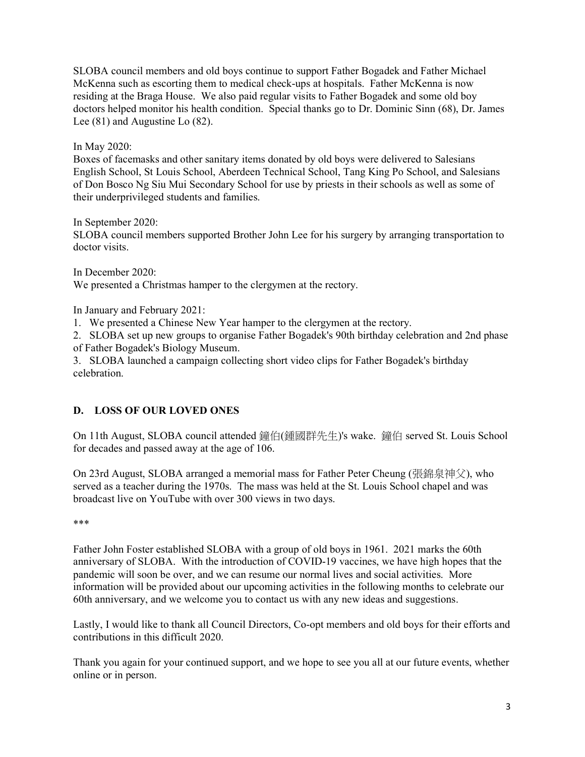SLOBA council members and old boys continue to support Father Bogadek and Father Michael McKenna such as escorting them to medical check-ups at hospitals. Father McKenna is now residing at the Braga House. We also paid regular visits to Father Bogadek and some old boy doctors helped monitor his health condition. Special thanks go to Dr. Dominic Sinn (68), Dr. James Lee (81) and Augustine Lo (82).

In May 2020:
Boxes of facemasks and other sanitary items donated by old boys were delivered to Salesians English School, St Louis School, Aberdeen Technical School, Tang King Po School, and Salesians of Don Bosco Ng Siu Mui Secondary School for use by priests in their schools as well as some of their underprivileged students and families.

In September 2020:
SLOBA council members supported Brother John Lee for his surgery by arranging transportation to doctor visits.

In December 2020:
We presented a Christmas hamper to the clergymen at the rectory.

In January and February 2021:

1. We presented a Chinese New Year hamper to the clergymen at the rectory.
2. SLOBA set up new groups to organise Father Bogadek's 90th birthday celebration and 2nd phase of Father Bogadek's Biology Museum.
3. SLOBA launched a campaign collecting short video clips for Father Bogadek's birthday celebration.

## D. LOSS OF OUR LOVED ONES

On 11th August, SLOBA council attended 鐘伯(鍾國群先生)'s wake. 鐘伯 served St. Louis School for decades and passed away at the age of 106.

On 23rd August, SLOBA arranged a memorial mass for Father Peter Cheung (張錦泉神父), who served as a teacher during the 1970s. The mass was held at the St. Louis School chapel and was broadcast live on YouTube with over 300 views in two days.

***

Father John Foster established SLOBA with a group of old boys in 1961. 2021 marks the 60th anniversary of SLOBA. With the introduction of COVID-19 vaccines, we have high hopes that the pandemic will soon be over, and we can resume our normal lives and social activities. More information will be provided about our upcoming activities in the following months to celebrate our 60th anniversary, and we welcome you to contact us with any new ideas and suggestions.

Lastly, I would like to thank all Council Directors, Co-opt members and old boys for their efforts and contributions in this difficult 2020.

Thank you again for your continued support, and we hope to see you all at our future events, whether online or in person.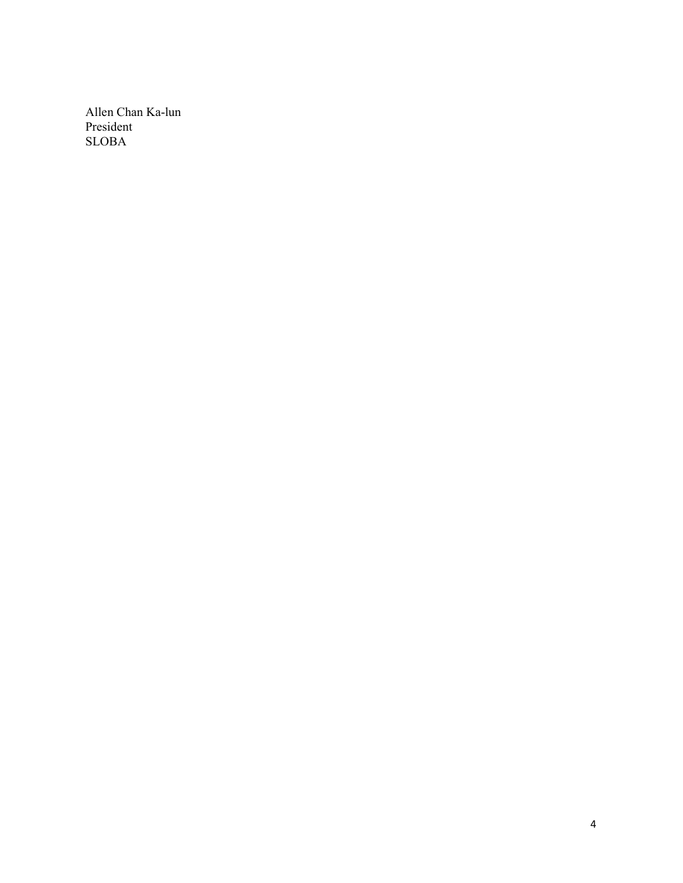Allen Chan Ka-lun
President
SLOBA